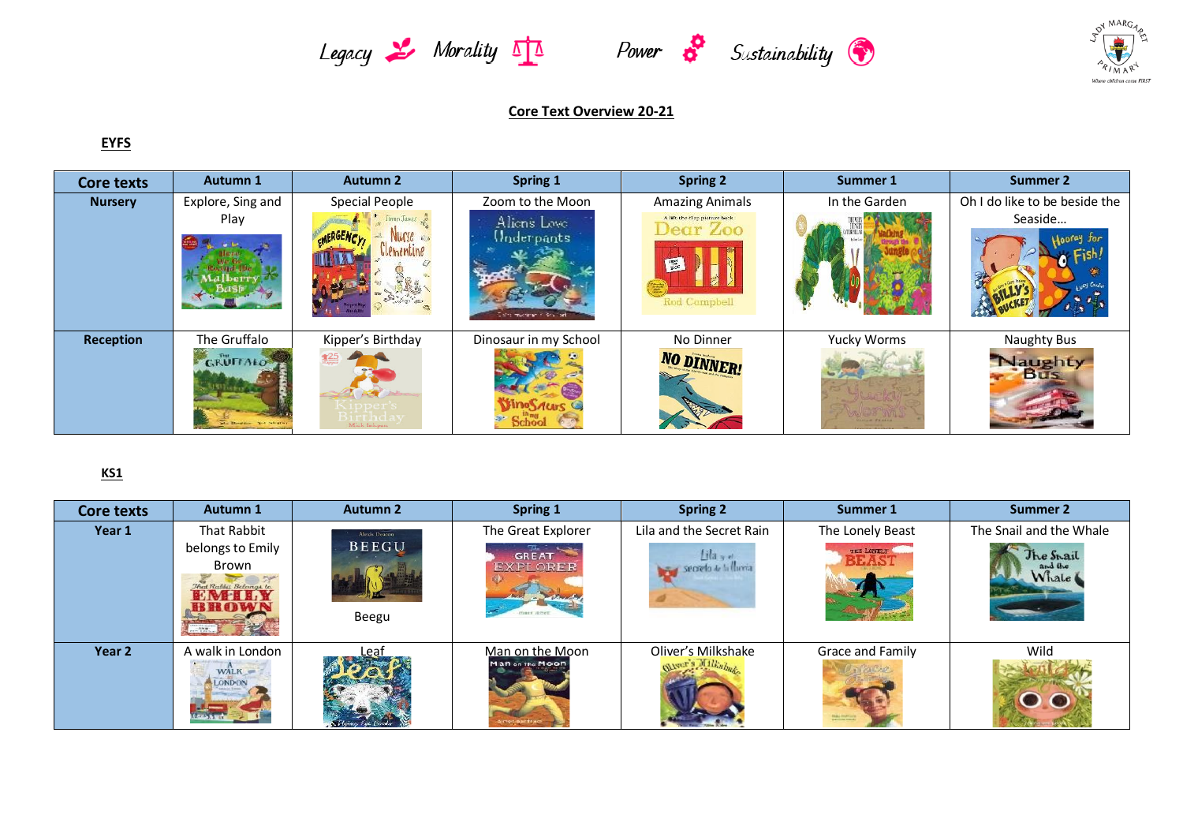Legacy Morality Power Sustainability

**Core Text Overview 20-21**

**EYFS**

| Core texts | Autumn 1 | Autumn 2 | Spring 1 | Spring 2 | Summer 1 | Summer 2 |
|---|---|---|---|---|---|---|
| **Nursery** | Explore, Sing and Play | Special People | Zoom to the Moon | Amazing Animals | In the Garden | Oh I do like to be beside the Seaside… |
| **Reception** | The Gruffalo | Kipper's Birthday | Dinosaur in my School | No Dinner | Yucky Worms | Naughty Bus |

**KS1**

| Core texts | Autumn 1 | Autumn 2 | Spring 1 | Spring 2 | Summer 1 | Summer 2 |
|---|---|---|---|---|---|---|
| **Year 1** | That Rabbit belongs to Emily Brown | Beegu | The Great Explorer | Lila and the Secret Rain | The Lonely Beast | The Snail and the Whale |
| **Year 2** | A walk in London | Leaf | Man on the Moon | Oliver's Milkshake | Grace and Family | Wild |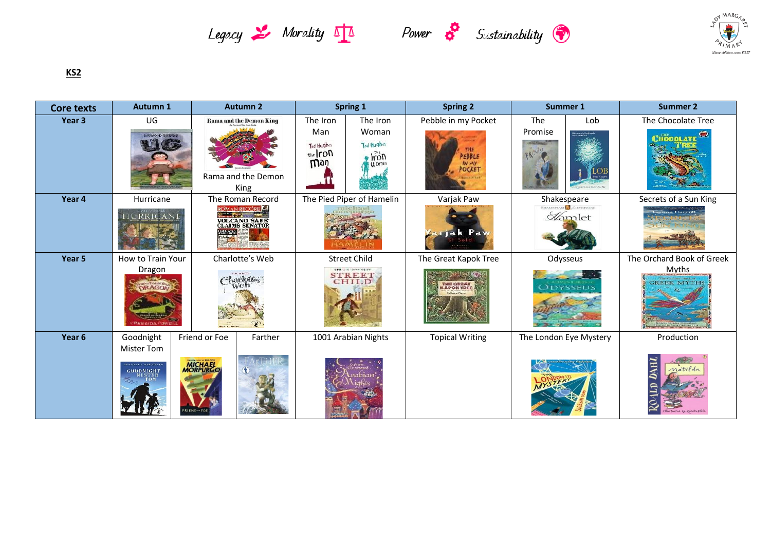Legacy Morality Power Sustainability

**KS2**

| Core texts | Autumn 1 | Autumn 2 | Spring 1 | Spring 2 | Summer 1 | Summer 2 |
|---|---|---|---|---|---|---|
| **Year 3** | UG | Rama and the Demon King | The Iron Man / The Iron Woman | Pebble in my Pocket | The Promise / Lob | The Chocolate Tree |
| **Year 4** | Hurricane | The Roman Record | The Pied Piper of Hamelin | Varjak Paw | Shakespeare | Secrets of a Sun King |
| **Year 5** | How to Train Your Dragon | Charlotte's Web | Street Child | The Great Kapok Tree | Odysseus | The Orchard Book of Greek Myths |
| **Year 6** | Goodnight Mister Tom / Friend or Foe / Farther | | 1001 Arabian Nights | Topical Writing | The London Eye Mystery | Production |